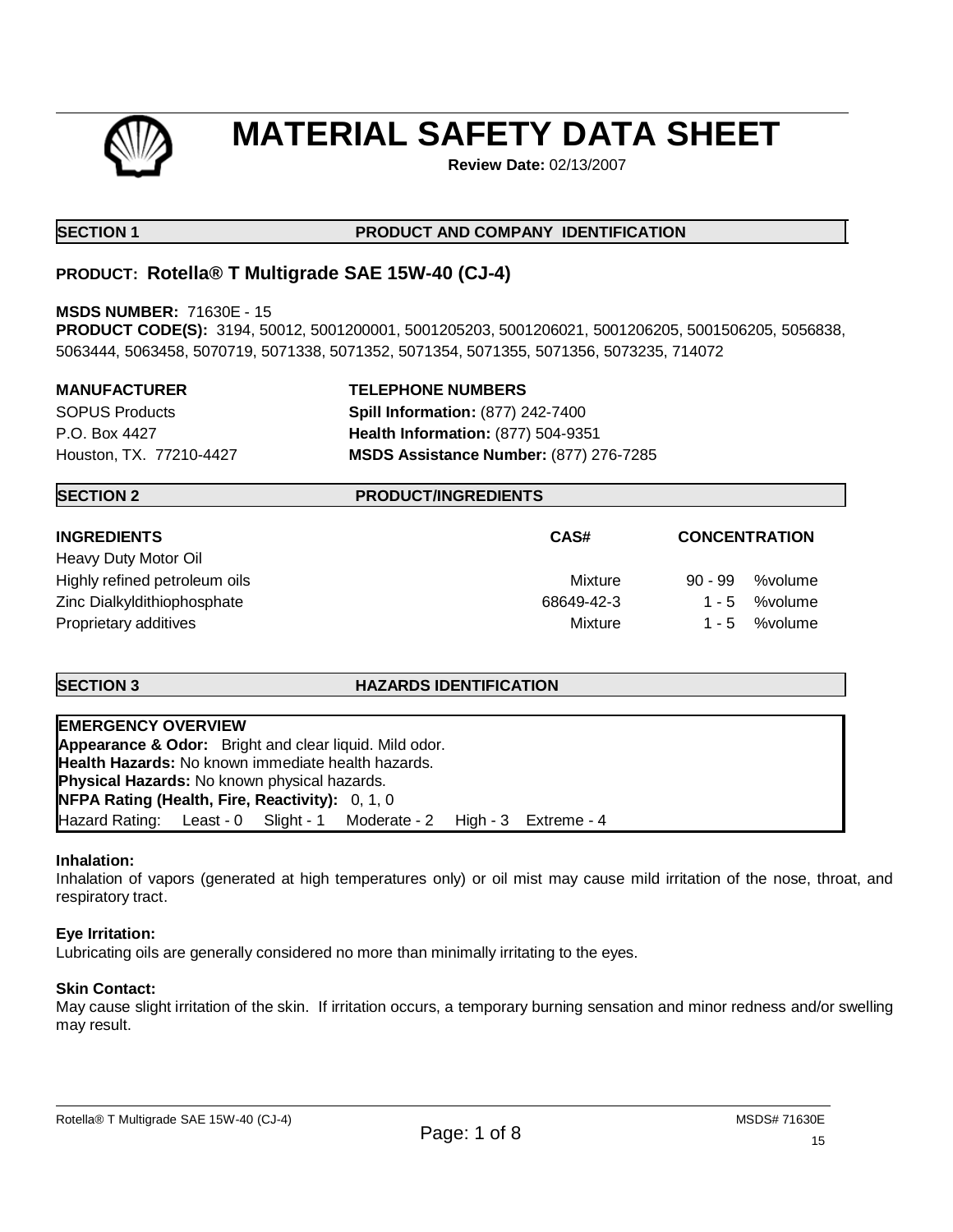# MATERIAL SAFETY DATA SHEET

**Review Date:** 02/13/2007

## SECTION 1 PRODUCT AND COMPANY IDENTIFICATION

### PRODUCT: Rotella® T Multigrade SAE 15W-40 (CJ-4)

**MSDS NUMBER:** 71630E - 15

**PRODUCT CODE(S):** 3194, 50012, 5001200001, 5001205203, 5001206021, 5001206205, 5001506205, 5056838, 5063444, 5063458, 5070719, 5071338, 5071352, 5071354, 5071355, 5071356, 5073235, 714072

| **MANUFACTURER** | **TELEPHONE NUMBERS** |
| --- | --- |
| SOPUS Products | **Spill Information:** (877) 242-7400 |
| P.O. Box 4427 | **Health Information:** (877) 504-9351 |
| Houston, TX. 77210-4427 | **MSDS Assistance Number:** (877) 276-7285 |

## SECTION 2 PRODUCT/INGREDIENTS

| INGREDIENTS | CAS# | CONCENTRATION |
| --- | --- | --- |
| Heavy Duty Motor Oil | | |
| Highly refined petroleum oils | Mixture | 90 - 99 %volume |
| Zinc Dialkyldithiophosphate | 68649-42-3 | 1 - 5 %volume |
| Proprietary additives | Mixture | 1 - 5 %volume |

## SECTION 3 HAZARDS IDENTIFICATION

**EMERGENCY OVERVIEW**

**Appearance & Odor:** Bright and clear liquid. Mild odor.

**Health Hazards:** No known immediate health hazards.

**Physical Hazards:** No known physical hazards.

**NFPA Rating (Health, Fire, Reactivity):** 0, 1, 0

Hazard Rating: Least - 0 Slight - 1 Moderate - 2 High - 3 Extreme - 4

**Inhalation:**

Inhalation of vapors (generated at high temperatures only) or oil mist may cause mild irritation of the nose, throat, and respiratory tract.

**Eye Irritation:**

Lubricating oils are generally considered no more than minimally irritating to the eyes.

**Skin Contact:**

May cause slight irritation of the skin. If irritation occurs, a temporary burning sensation and minor redness and/or swelling may result.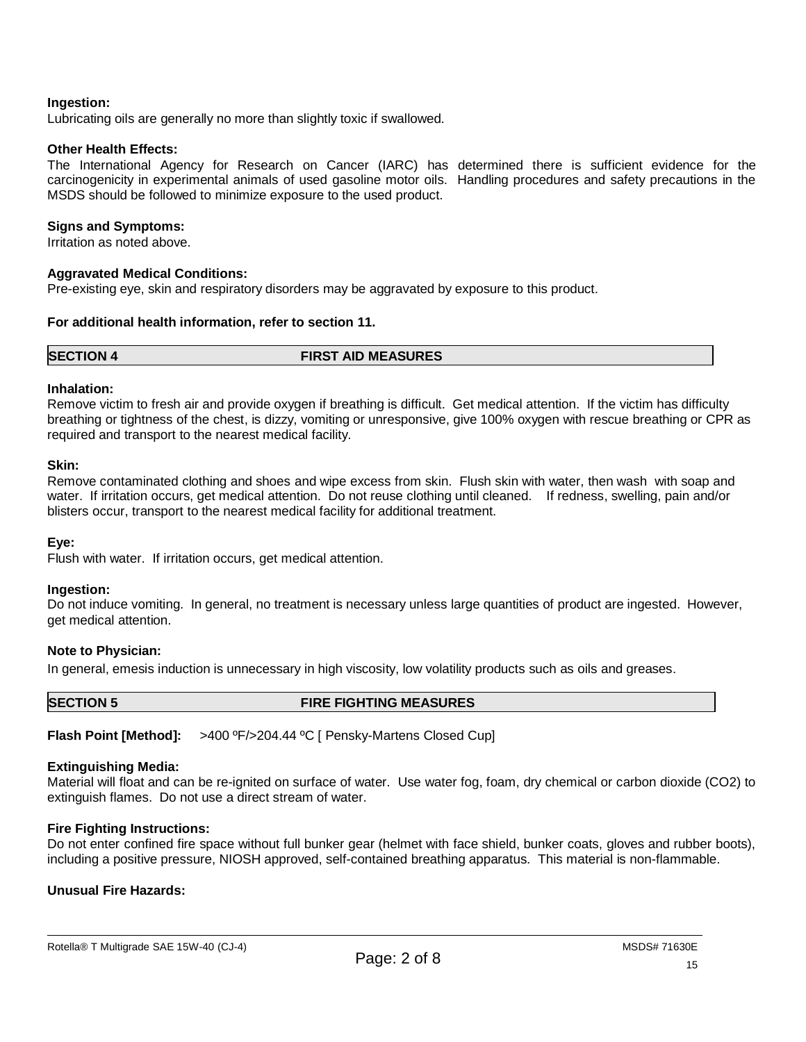**Ingestion:**
Lubricating oils are generally no more than slightly toxic if swallowed.

**Other Health Effects:**
The International Agency for Research on Cancer (IARC) has determined there is sufficient evidence for the carcinogenicity in experimental animals of used gasoline motor oils. Handling procedures and safety precautions in the MSDS should be followed to minimize exposure to the used product.

**Signs and Symptoms:**
Irritation as noted above.

**Aggravated Medical Conditions:**
Pre-existing eye, skin and respiratory disorders may be aggravated by exposure to this product.

**For additional health information, refer to section 11.**

## SECTION 4 FIRST AID MEASURES

**Inhalation:**
Remove victim to fresh air and provide oxygen if breathing is difficult. Get medical attention. If the victim has difficulty breathing or tightness of the chest, is dizzy, vomiting or unresponsive, give 100% oxygen with rescue breathing or CPR as required and transport to the nearest medical facility.

**Skin:**
Remove contaminated clothing and shoes and wipe excess from skin. Flush skin with water, then wash with soap and water. If irritation occurs, get medical attention. Do not reuse clothing until cleaned. If redness, swelling, pain and/or blisters occur, transport to the nearest medical facility for additional treatment.

**Eye:**
Flush with water. If irritation occurs, get medical attention.

**Ingestion:**
Do not induce vomiting. In general, no treatment is necessary unless large quantities of product are ingested. However, get medical attention.

**Note to Physician:**
In general, emesis induction is unnecessary in high viscosity, low volatility products such as oils and greases.

## SECTION 5 FIRE FIGHTING MEASURES

**Flash Point [Method]:** >400 ºF/>204.44 ºC [ Pensky-Martens Closed Cup]

**Extinguishing Media:**
Material will float and can be re-ignited on surface of water. Use water fog, foam, dry chemical or carbon dioxide ($CO_2$) to extinguish flames. Do not use a direct stream of water.

**Fire Fighting Instructions:**
Do not enter confined fire space without full bunker gear (helmet with face shield, bunker coats, gloves and rubber boots), including a positive pressure, NIOSH approved, self-contained breathing apparatus. This material is non-flammable.

**Unusual Fire Hazards:**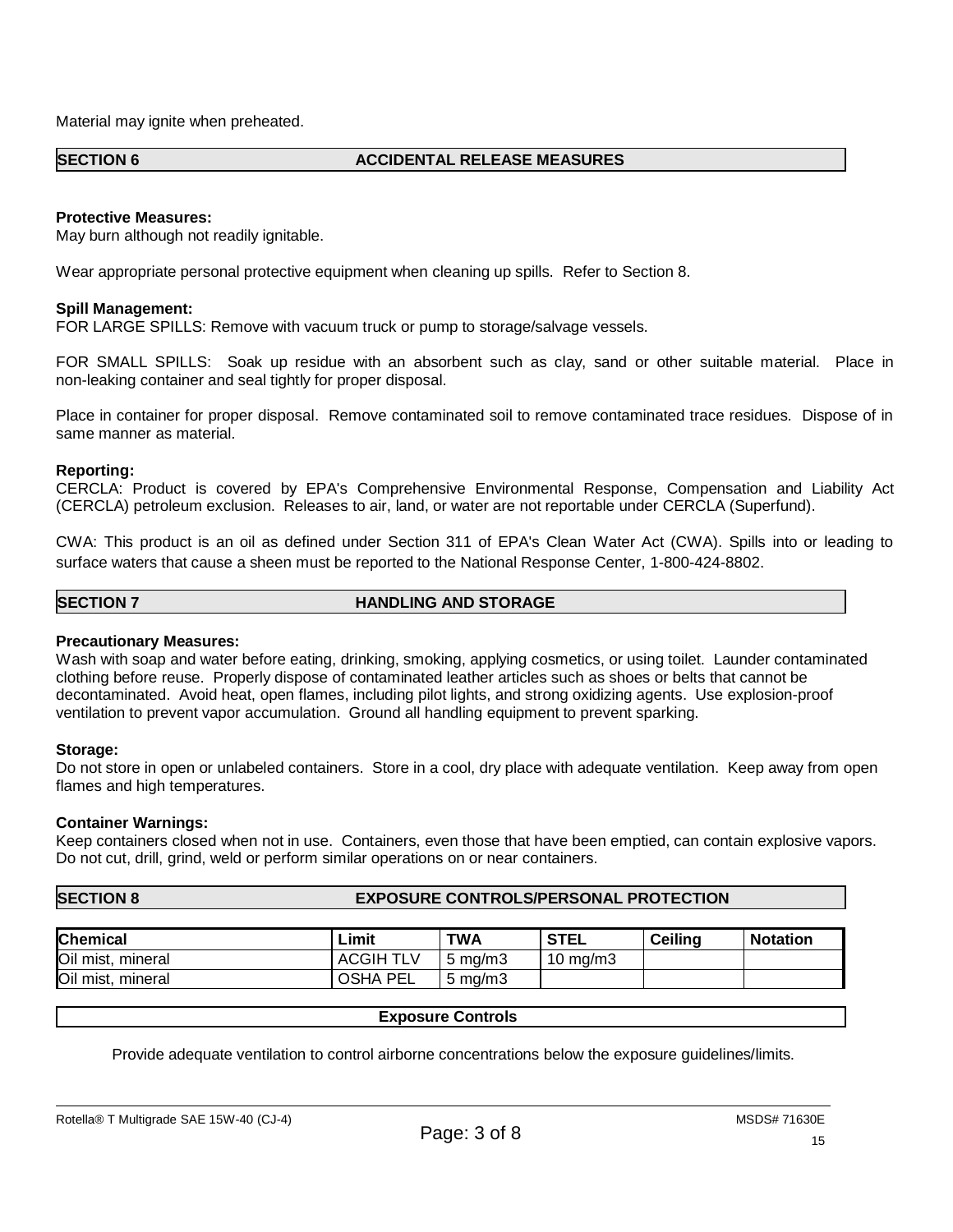Material may ignite when preheated.

## SECTION 6 ACCIDENTAL RELEASE MEASURES

**Protective Measures:**
May burn although not readily ignitable.

Wear appropriate personal protective equipment when cleaning up spills. Refer to Section 8.

**Spill Management:**
FOR LARGE SPILLS: Remove with vacuum truck or pump to storage/salvage vessels.

FOR SMALL SPILLS: Soak up residue with an absorbent such as clay, sand or other suitable material. Place in non-leaking container and seal tightly for proper disposal.

Place in container for proper disposal. Remove contaminated soil to remove contaminated trace residues. Dispose of in same manner as material.

**Reporting:**
CERCLA: Product is covered by EPA's Comprehensive Environmental Response, Compensation and Liability Act (CERCLA) petroleum exclusion. Releases to air, land, or water are not reportable under CERCLA (Superfund).

CWA: This product is an oil as defined under Section 311 of EPA's Clean Water Act (CWA). Spills into or leading to surface waters that cause a sheen must be reported to the National Response Center, 1-800-424-8802.

## SECTION 7 HANDLING AND STORAGE

**Precautionary Measures:**
Wash with soap and water before eating, drinking, smoking, applying cosmetics, or using toilet. Launder contaminated clothing before reuse. Properly dispose of contaminated leather articles such as shoes or belts that cannot be decontaminated. Avoid heat, open flames, including pilot lights, and strong oxidizing agents. Use explosion-proof ventilation to prevent vapor accumulation. Ground all handling equipment to prevent sparking.

**Storage:**
Do not store in open or unlabeled containers. Store in a cool, dry place with adequate ventilation. Keep away from open flames and high temperatures.

**Container Warnings:**
Keep containers closed when not in use. Containers, even those that have been emptied, can contain explosive vapors. Do not cut, drill, grind, weld or perform similar operations on or near containers.

## SECTION 8 EXPOSURE CONTROLS/PERSONAL PROTECTION

| Chemical | Limit | TWA | STEL | Ceiling | Notation |
|---|---|---|---|---|---|
| Oil mist, mineral | ACGIH TLV | 5 mg/m3 | 10 mg/m3 | | |
| Oil mist, mineral | OSHA PEL | 5 mg/m3 | | | |

### Exposure Controls

Provide adequate ventilation to control airborne concentrations below the exposure guidelines/limits.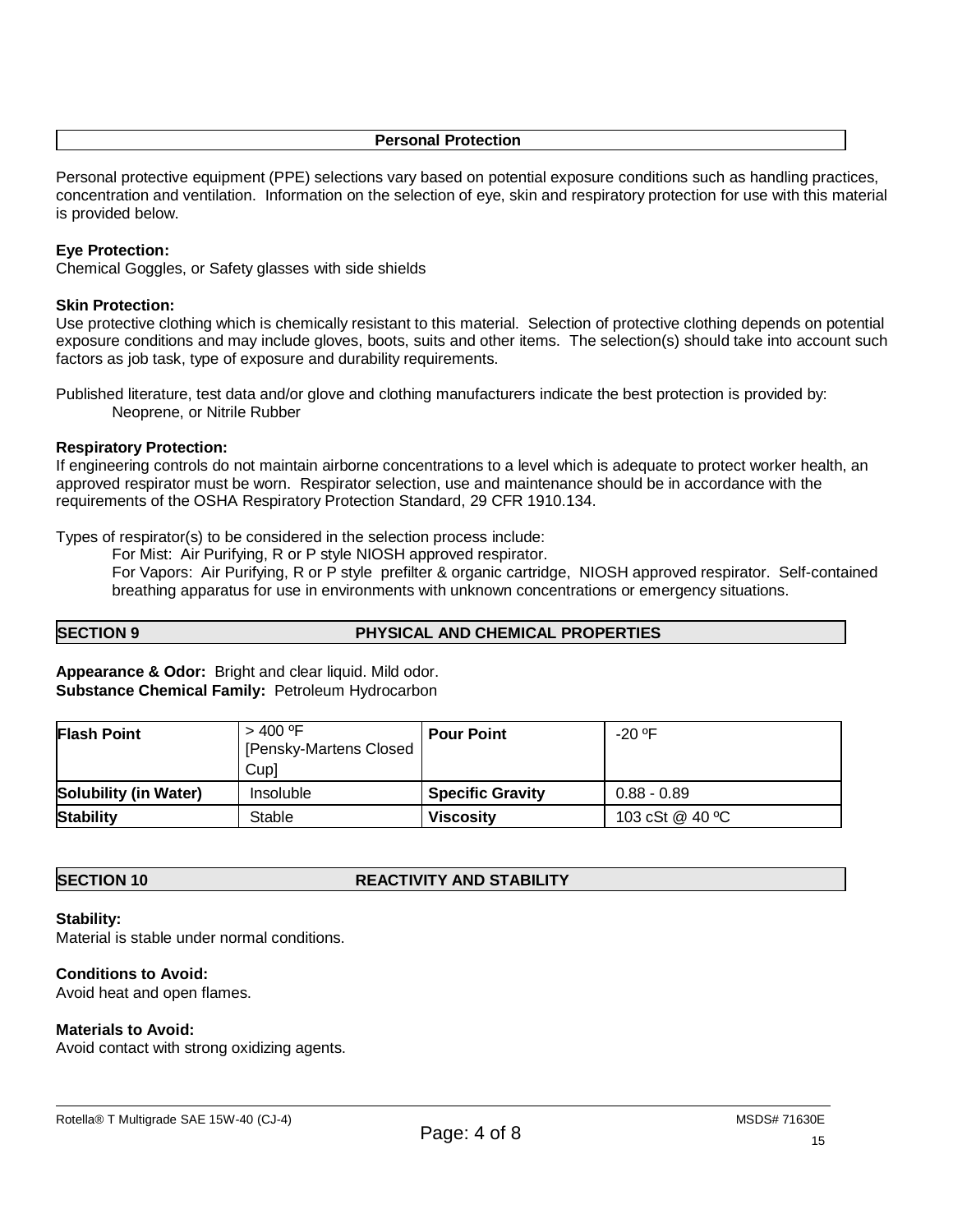## Personal Protection

Personal protective equipment (PPE) selections vary based on potential exposure conditions such as handling practices, concentration and ventilation. Information on the selection of eye, skin and respiratory protection for use with this material is provided below.

**Eye Protection:**
Chemical Goggles, or Safety glasses with side shields

**Skin Protection:**
Use protective clothing which is chemically resistant to this material. Selection of protective clothing depends on potential exposure conditions and may include gloves, boots, suits and other items. The selection(s) should take into account such factors as job task, type of exposure and durability requirements.

Published literature, test data and/or glove and clothing manufacturers indicate the best protection is provided by:
Neoprene, or Nitrile Rubber

**Respiratory Protection:**
If engineering controls do not maintain airborne concentrations to a level which is adequate to protect worker health, an approved respirator must be worn. Respirator selection, use and maintenance should be in accordance with the requirements of the OSHA Respiratory Protection Standard, 29 CFR 1910.134.

Types of respirator(s) to be considered in the selection process include:
For Mist: Air Purifying, R or P style NIOSH approved respirator.
For Vapors: Air Purifying, R or P style prefilter & organic cartridge, NIOSH approved respirator. Self-contained breathing apparatus for use in environments with unknown concentrations or emergency situations.

## SECTION 9 PHYSICAL AND CHEMICAL PROPERTIES

**Appearance & Odor:** Bright and clear liquid. Mild odor.
**Substance Chemical Family:** Petroleum Hydrocarbon

| **Flash Point** | > 400 ºF [Pensky-Martens Closed Cup] | **Pour Point** | -20 ºF |
|---|---|---|---|
| **Solubility (in Water)** | Insoluble | **Specific Gravity** | 0.88 - 0.89 |
| **Stability** | Stable | **Viscosity** | 103 cSt @ 40 ºC |

## SECTION 10 REACTIVITY AND STABILITY

**Stability:**
Material is stable under normal conditions.

**Conditions to Avoid:**
Avoid heat and open flames.

**Materials to Avoid:**
Avoid contact with strong oxidizing agents.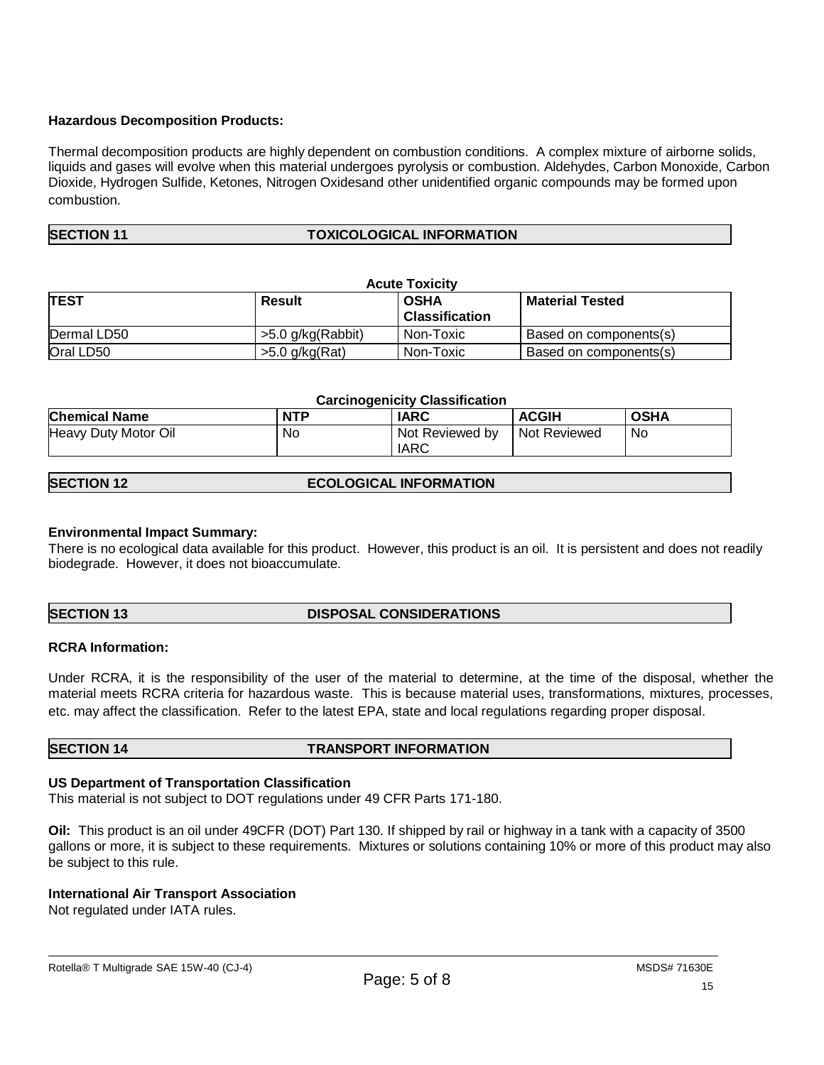**Hazardous Decomposition Products:**

Thermal decomposition products are highly dependent on combustion conditions. A complex mixture of airborne solids, liquids and gases will evolve when this material undergoes pyrolysis or combustion. Aldehydes, Carbon Monoxide, Carbon Dioxide, Hydrogen Sulfide, Ketones, Nitrogen Oxidesand other unidentified organic compounds may be formed upon combustion.

## SECTION 11 TOXICOLOGICAL INFORMATION

**Acute Toxicity**

| TEST | Result | OSHA Classification | Material Tested |
|---|---|---|---|
| Dermal LD50 | >5.0 g/kg(Rabbit) | Non-Toxic | Based on components(s) |
| Oral LD50 | >5.0 g/kg(Rat) | Non-Toxic | Based on components(s) |

**Carcinogenicity Classification**

| Chemical Name | NTP | IARC | ACGIH | OSHA |
|---|---|---|---|---|
| Heavy Duty Motor Oil | No | Not Reviewed by IARC | Not Reviewed | No |

## SECTION 12 ECOLOGICAL INFORMATION

**Environmental Impact Summary:**

There is no ecological data available for this product. However, this product is an oil. It is persistent and does not readily biodegrade. However, it does not bioaccumulate.

## SECTION 13 DISPOSAL CONSIDERATIONS

**RCRA Information:**

Under RCRA, it is the responsibility of the user of the material to determine, at the time of the disposal, whether the material meets RCRA criteria for hazardous waste. This is because material uses, transformations, mixtures, processes, etc. may affect the classification. Refer to the latest EPA, state and local regulations regarding proper disposal.

## SECTION 14 TRANSPORT INFORMATION

**US Department of Transportation Classification**

This material is not subject to DOT regulations under 49 CFR Parts 171-180.

**Oil:** This product is an oil under 49CFR (DOT) Part 130. If shipped by rail or highway in a tank with a capacity of 3500 gallons or more, it is subject to these requirements. Mixtures or solutions containing 10% or more of this product may also be subject to this rule.

**International Air Transport Association**

Not regulated under IATA rules.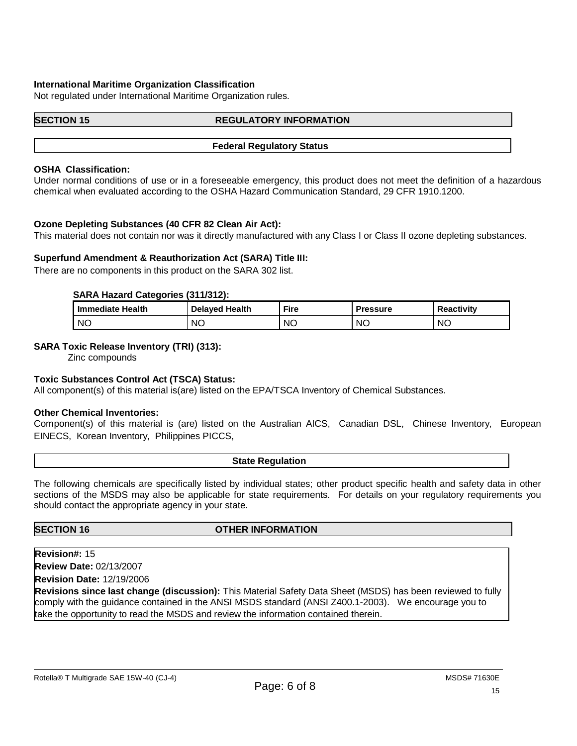**International Maritime Organization Classification**

Not regulated under International Maritime Organization rules.

## SECTION 15 REGULATORY INFORMATION

### Federal Regulatory Status

**OSHA Classification:**

Under normal conditions of use or in a foreseeable emergency, this product does not meet the definition of a hazardous chemical when evaluated according to the OSHA Hazard Communication Standard, 29 CFR 1910.1200.

**Ozone Depleting Substances (40 CFR 82 Clean Air Act):**

This material does not contain nor was it directly manufactured with any Class I or Class II ozone depleting substances.

**Superfund Amendment & Reauthorization Act (SARA) Title III:**

There are no components in this product on the SARA 302 list.

**SARA Hazard Categories (311/312):**

| Immediate Health | Delayed Health | Fire | Pressure | Reactivity |
|---|---|---|---|---|
| NO | NO | NO | NO | NO |

**SARA Toxic Release Inventory (TRI) (313):**

Zinc compounds

**Toxic Substances Control Act (TSCA) Status:**

All component(s) of this material is(are) listed on the EPA/TSCA Inventory of Chemical Substances.

**Other Chemical Inventories:**

Component(s) of this material is (are) listed on the Australian AICS, Canadian DSL, Chinese Inventory, European EINECS, Korean Inventory, Philippines PICCS,

### State Regulation

The following chemicals are specifically listed by individual states; other product specific health and safety data in other sections of the MSDS may also be applicable for state requirements. For details on your regulatory requirements you should contact the appropriate agency in your state.

## SECTION 16 OTHER INFORMATION

**Revision#:** 15

**Review Date:** 02/13/2007

**Revision Date:** 12/19/2006

**Revisions since last change (discussion):** This Material Safety Data Sheet (MSDS) has been reviewed to fully comply with the guidance contained in the ANSI MSDS standard (ANSI Z400.1-2003). We encourage you to take the opportunity to read the MSDS and review the information contained therein.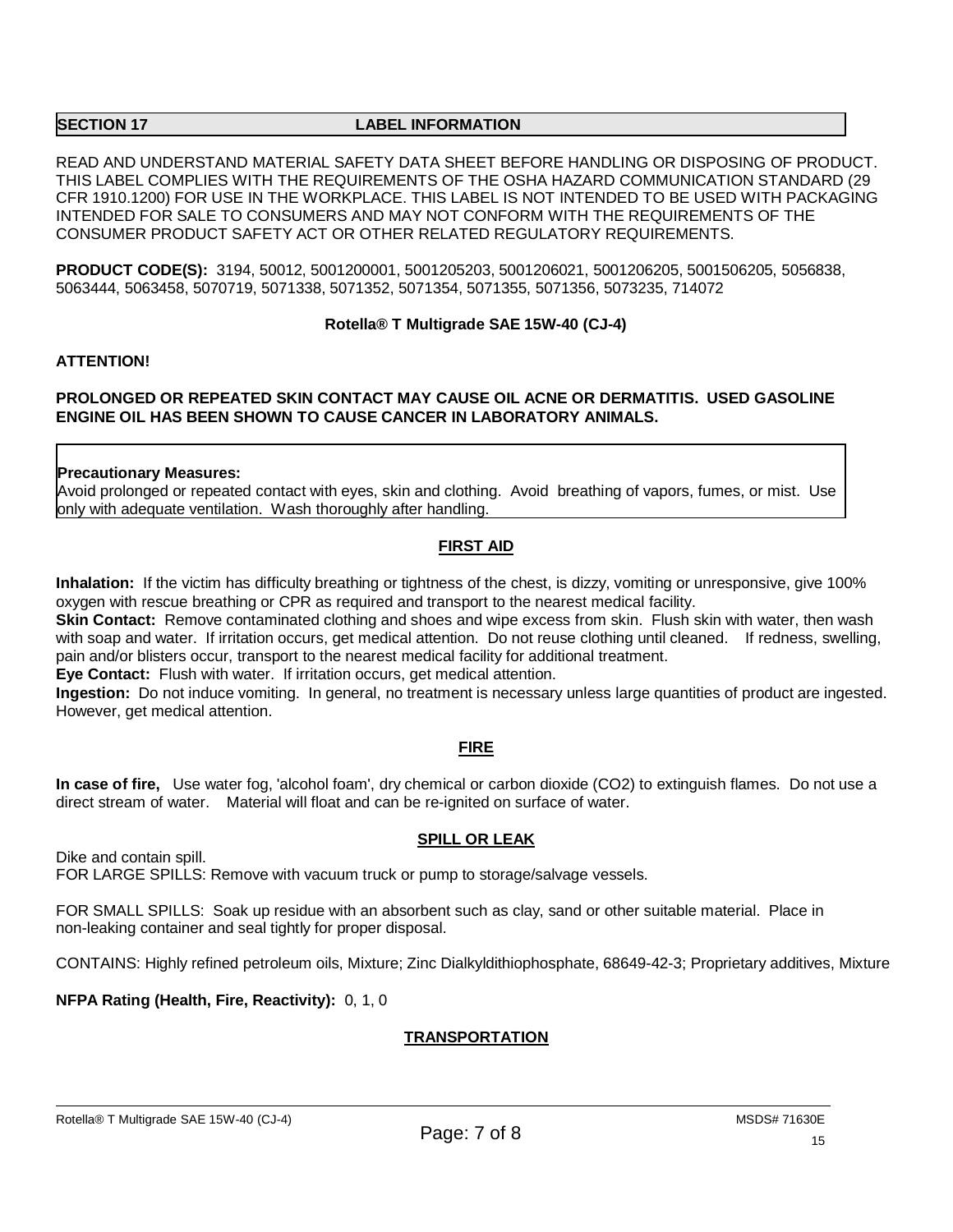## SECTION 17 LABEL INFORMATION

READ AND UNDERSTAND MATERIAL SAFETY DATA SHEET BEFORE HANDLING OR DISPOSING OF PRODUCT. THIS LABEL COMPLIES WITH THE REQUIREMENTS OF THE OSHA HAZARD COMMUNICATION STANDARD (29 CFR 1910.1200) FOR USE IN THE WORKPLACE. THIS LABEL IS NOT INTENDED TO BE USED WITH PACKAGING INTENDED FOR SALE TO CONSUMERS AND MAY NOT CONFORM WITH THE REQUIREMENTS OF THE CONSUMER PRODUCT SAFETY ACT OR OTHER RELATED REGULATORY REQUIREMENTS.

**PRODUCT CODE(S):** 3194, 50012, 5001200001, 5001205203, 5001206021, 5001206205, 5001506205, 5056838, 5063444, 5063458, 5070719, 5071338, 5071352, 5071354, 5071355, 5071356, 5073235, 714072

**Rotella® T Multigrade SAE 15W-40 (CJ-4)**

**ATTENTION!**

**PROLONGED OR REPEATED SKIN CONTACT MAY CAUSE OIL ACNE OR DERMATITIS. USED GASOLINE ENGINE OIL HAS BEEN SHOWN TO CAUSE CANCER IN LABORATORY ANIMALS.**

**Precautionary Measures:**
Avoid prolonged or repeated contact with eyes, skin and clothing. Avoid breathing of vapors, fumes, or mist. Use only with adequate ventilation. Wash thoroughly after handling.

### FIRST AID

**Inhalation:** If the victim has difficulty breathing or tightness of the chest, is dizzy, vomiting or unresponsive, give 100% oxygen with rescue breathing or CPR as required and transport to the nearest medical facility.
**Skin Contact:** Remove contaminated clothing and shoes and wipe excess from skin. Flush skin with water, then wash with soap and water. If irritation occurs, get medical attention. Do not reuse clothing until cleaned. If redness, swelling, pain and/or blisters occur, transport to the nearest medical facility for additional treatment.
**Eye Contact:** Flush with water. If irritation occurs, get medical attention.
**Ingestion:** Do not induce vomiting. In general, no treatment is necessary unless large quantities of product are ingested. However, get medical attention.

### FIRE

**In case of fire,** Use water fog, 'alcohol foam', dry chemical or carbon dioxide ($CO_2$) to extinguish flames. Do not use a direct stream of water. Material will float and can be re-ignited on surface of water.

### SPILL OR LEAK

Dike and contain spill.
FOR LARGE SPILLS: Remove with vacuum truck or pump to storage/salvage vessels.

FOR SMALL SPILLS: Soak up residue with an absorbent such as clay, sand or other suitable material. Place in non-leaking container and seal tightly for proper disposal.

CONTAINS: Highly refined petroleum oils, Mixture; Zinc Dialkyldithiophosphate, 68649-42-3; Proprietary additives, Mixture

**NFPA Rating (Health, Fire, Reactivity):** 0, 1, 0

### TRANSPORTATION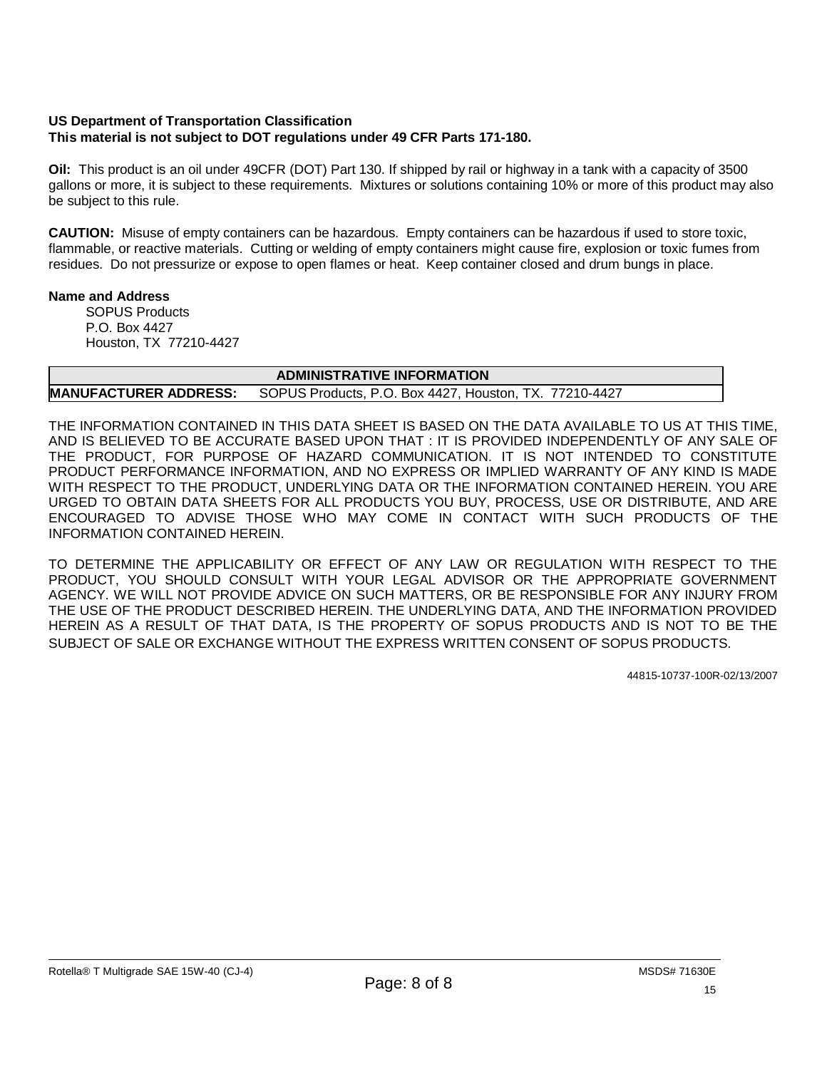**US Department of Transportation Classification**
**This material is not subject to DOT regulations under 49 CFR Parts 171-180.**

**Oil:** This product is an oil under 49CFR (DOT) Part 130. If shipped by rail or highway in a tank with a capacity of 3500 gallons or more, it is subject to these requirements. Mixtures or solutions containing 10% or more of this product may also be subject to this rule.

**CAUTION:** Misuse of empty containers can be hazardous. Empty containers can be hazardous if used to store toxic, flammable, or reactive materials. Cutting or welding of empty containers might cause fire, explosion or toxic fumes from residues. Do not pressurize or expose to open flames or heat. Keep container closed and drum bungs in place.

**Name and Address**

SOPUS Products
P.O. Box 4427
Houston, TX 77210-4427

| ADMINISTRATIVE INFORMATION | |
|---|---|
| **MANUFACTURER ADDRESS:** | SOPUS Products, P.O. Box 4427, Houston, TX. 77210-4427 |

THE INFORMATION CONTAINED IN THIS DATA SHEET IS BASED ON THE DATA AVAILABLE TO US AT THIS TIME, AND IS BELIEVED TO BE ACCURATE BASED UPON THAT : IT IS PROVIDED INDEPENDENTLY OF ANY SALE OF THE PRODUCT, FOR PURPOSE OF HAZARD COMMUNICATION. IT IS NOT INTENDED TO CONSTITUTE PRODUCT PERFORMANCE INFORMATION, AND NO EXPRESS OR IMPLIED WARRANTY OF ANY KIND IS MADE WITH RESPECT TO THE PRODUCT, UNDERLYING DATA OR THE INFORMATION CONTAINED HEREIN. YOU ARE URGED TO OBTAIN DATA SHEETS FOR ALL PRODUCTS YOU BUY, PROCESS, USE OR DISTRIBUTE, AND ARE ENCOURAGED TO ADVISE THOSE WHO MAY COME IN CONTACT WITH SUCH PRODUCTS OF THE INFORMATION CONTAINED HEREIN.

TO DETERMINE THE APPLICABILITY OR EFFECT OF ANY LAW OR REGULATION WITH RESPECT TO THE PRODUCT, YOU SHOULD CONSULT WITH YOUR LEGAL ADVISOR OR THE APPROPRIATE GOVERNMENT AGENCY. WE WILL NOT PROVIDE ADVICE ON SUCH MATTERS, OR BE RESPONSIBLE FOR ANY INJURY FROM THE USE OF THE PRODUCT DESCRIBED HEREIN. THE UNDERLYING DATA, AND THE INFORMATION PROVIDED HEREIN AS A RESULT OF THAT DATA, IS THE PROPERTY OF SOPUS PRODUCTS AND IS NOT TO BE THE SUBJECT OF SALE OR EXCHANGE WITHOUT THE EXPRESS WRITTEN CONSENT OF SOPUS PRODUCTS.

44815-10737-100R-02/13/2007